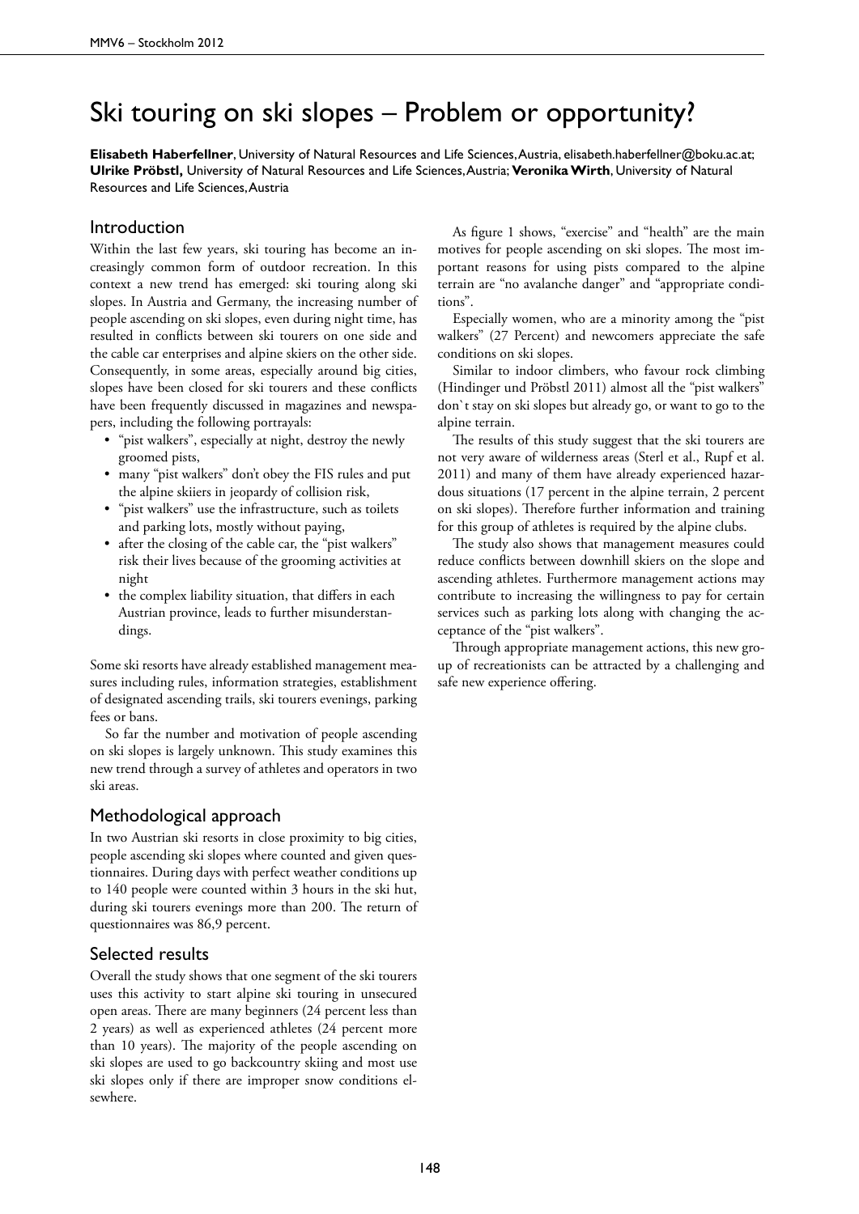# Ski touring on ski slopes – Problem or opportunity?

**Elisabeth Haberfellner**, University of Natural Resources and Life Sciences, Austria, elisabeth.haberfellner@boku.ac.at; **Ulrike Pröbstl,** University of Natural Resources and Life Sciences, Austria; **Veronika Wirth**, University of Natural Resources and Life Sciences, Austria

## Introduction

Within the last few years, ski touring has become an increasingly common form of outdoor recreation. In this context a new trend has emerged: ski touring along ski slopes. In Austria and Germany, the increasing number of people ascending on ski slopes, even during night time, has resulted in conflicts between ski tourers on one side and the cable car enterprises and alpine skiers on the other side. Consequently, in some areas, especially around big cities, slopes have been closed for ski tourers and these conflicts have been frequently discussed in magazines and newspapers, including the following portrayals:

- "pist walkers", especially at night, destroy the newly groomed pists,
- many "pist walkers" don't obey the FIS rules and put the alpine skiiers in jeopardy of collision risk,
- "pist walkers" use the infrastructure, such as toilets and parking lots, mostly without paying,
- after the closing of the cable car, the "pist walkers" risk their lives because of the grooming activities at night
- the complex liability situation, that differs in each Austrian province, leads to further misunderstandings.

Some ski resorts have already established management measures including rules, information strategies, establishment of designated ascending trails, ski tourers evenings, parking fees or bans.

So far the number and motivation of people ascending on ski slopes is largely unknown. This study examines this new trend through a survey of athletes and operators in two ski areas.

## Methodological approach

In two Austrian ski resorts in close proximity to big cities, people ascending ski slopes where counted and given questionnaires. During days with perfect weather conditions up to 140 people were counted within 3 hours in the ski hut, during ski tourers evenings more than 200. The return of questionnaires was 86,9 percent.

## Selected results

Overall the study shows that one segment of the ski tourers uses this activity to start alpine ski touring in unsecured open areas. There are many beginners (24 percent less than 2 years) as well as experienced athletes (24 percent more than 10 years). The majority of the people ascending on ski slopes are used to go backcountry skiing and most use ski slopes only if there are improper snow conditions elsewhere.

As figure 1 shows, "exercise" and "health" are the main motives for people ascending on ski slopes. The most important reasons for using pists compared to the alpine terrain are "no avalanche danger" and "appropriate conditions".

Especially women, who are a minority among the "pist walkers" (27 Percent) and newcomers appreciate the safe conditions on ski slopes.

Similar to indoor climbers, who favour rock climbing (Hindinger und Pröbstl 2011) almost all the "pist walkers" don`t stay on ski slopes but already go, or want to go to the alpine terrain.

The results of this study suggest that the ski tourers are not very aware of wilderness areas (Sterl et al., Rupf et al. 2011) and many of them have already experienced hazardous situations (17 percent in the alpine terrain, 2 percent on ski slopes). Therefore further information and training for this group of athletes is required by the alpine clubs.

The study also shows that management measures could reduce conflicts between downhill skiers on the slope and ascending athletes. Furthermore management actions may contribute to increasing the willingness to pay for certain services such as parking lots along with changing the acceptance of the "pist walkers".

Through appropriate management actions, this new group of recreationists can be attracted by a challenging and safe new experience offering.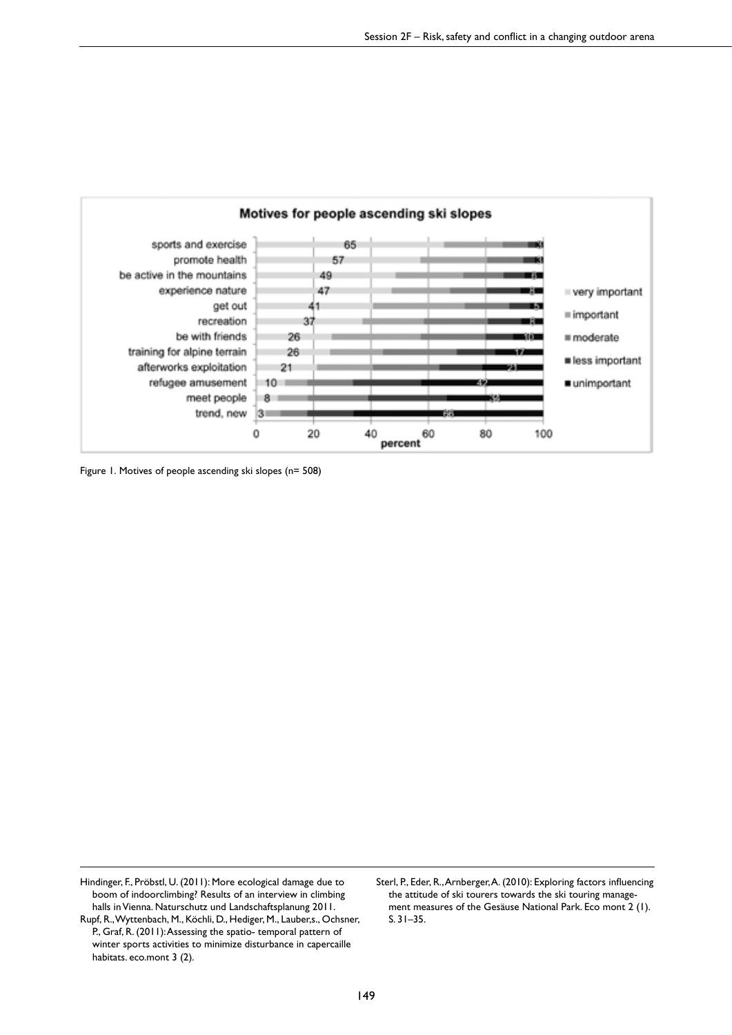Motives for people ascending ski slopes

sports and exercise 65 3
promote health 57 3
be active in the mountains 49 6
experience nature 47 8
get out 41 5
recreation 37 8
be with friends 26 10
training for alpine terrain 26 17
afterworks exploitation 21 21
refugee amusement 10 42
meet people 8 34
trend, new 3 66

0 20 40 60 80 100
percent

very important
important
moderate
less important
unimportant

Figure 1. Motives of people ascending ski slopes (n= 508)

Hindinger, F., Pröbstl, U. (2011): More ecological damage due to boom of indoorclimbing? Results of an interview in climbing halls in Vienna. Naturschutz und Landschaftsplanung 2011.

Rupf, R., Wyttenbach, M., Köchli, D., Hediger, M., Lauber,s., Ochsner, P., Graf, R. (2011): Assessing the spatio- temporal pattern of winter sports activities to minimize disturbance in capercaille habitats. eco.mont 3 (2).

Sterl, P., Eder, R., Arnberger, A. (2010): Exploring factors influencing the attitude of ski tourers towards the ski touring management measures of the Gesäuse National Park. Eco mont 2 (1). S. 31–35.